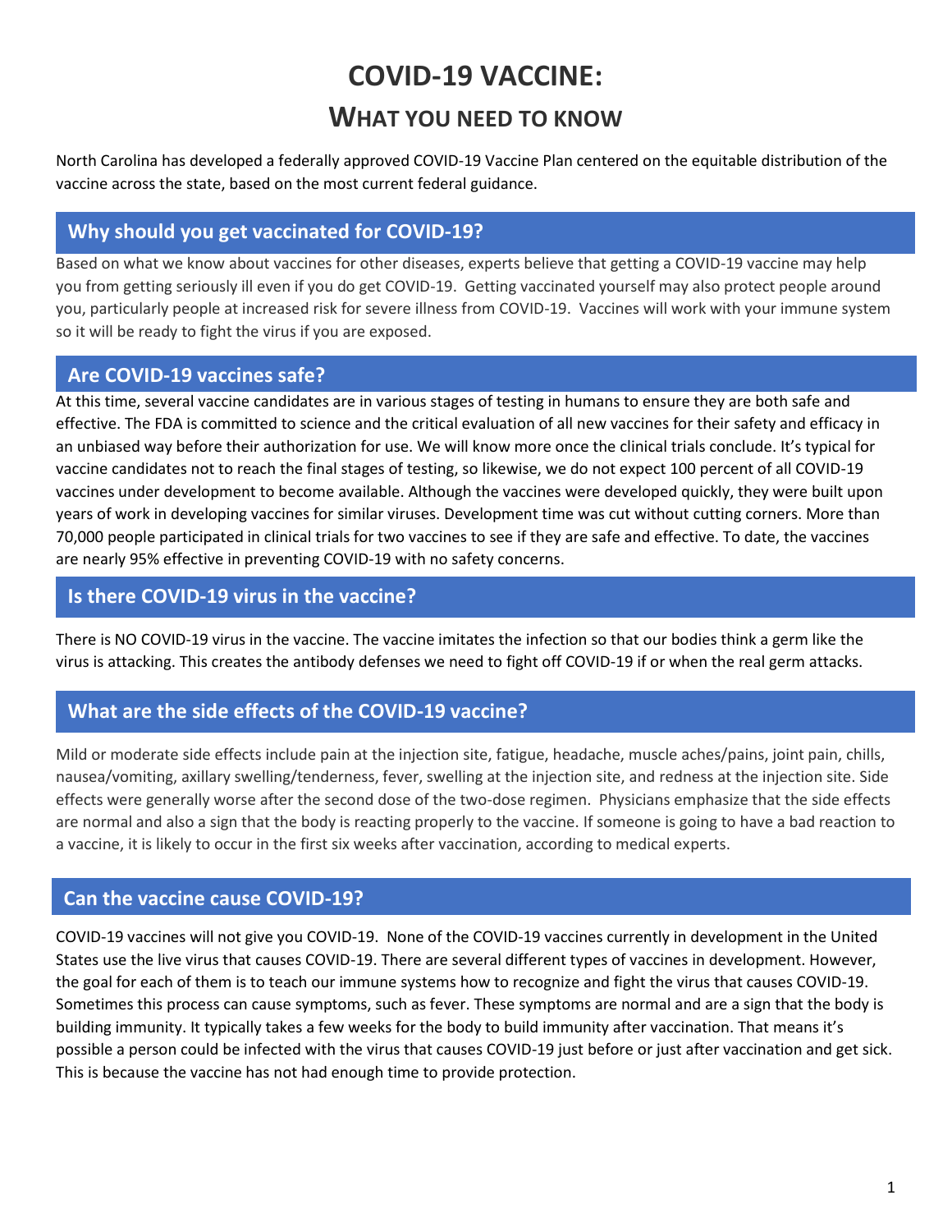# COVID-19 VACCINE:

## WHAT YOU NEED TO KNOW

North Carolina has developed a federally approved COVID-19 Vaccine Plan centered on the equitable distribution of the vaccine across the state, based on the most current federal guidance.

### Why should you get vaccinated for COVID-19?

Based on what we know about vaccines for other diseases, experts believe that getting a COVID-19 vaccine may help you from getting seriously ill even if you do get COVID-19. Getting vaccinated yourself may also protect people around you, particularly people at increased risk for severe illness from COVID-19. Vaccines will work with your immune system so it will be ready to fight the virus if you are exposed.

### Are COVID-19 vaccines safe?

At this time, several vaccine candidates are in various stages of testing in humans to ensure they are both safe and effective. The FDA is committed to science and the critical evaluation of all new vaccines for their safety and efficacy in an unbiased way before their authorization for use. We will know more once the clinical trials conclude. It's typical for vaccine candidates not to reach the final stages of testing, so likewise, we do not expect 100 percent of all COVID-19 vaccines under development to become available. Although the vaccines were developed quickly, they were built upon years of work in developing vaccines for similar viruses. Development time was cut without cutting corners. More than 70,000 people participated in clinical trials for two vaccines to see if they are safe and effective. To date, the vaccines are nearly 95% effective in preventing COVID-19 with no safety concerns.

### Is there COVID-19 virus in the vaccine?

There is NO COVID-19 virus in the vaccine. The vaccine imitates the infection so that our bodies think a germ like the virus is attacking. This creates the antibody defenses we need to fight off COVID-19 if or when the real germ attacks.

### What are the side effects of the COVID-19 vaccine?

Mild or moderate side effects include pain at the injection site, fatigue, headache, muscle aches/pains, joint pain, chills, nausea/vomiting, axillary swelling/tenderness, fever, swelling at the injection site, and redness at the injection site. Side effects were generally worse after the second dose of the two-dose regimen. Physicians emphasize that the side effects are normal and also a sign that the body is reacting properly to the vaccine. If someone is going to have a bad reaction to a vaccine, it is likely to occur in the first six weeks after vaccination, according to medical experts.

### Can the vaccine cause COVID-19?

COVID-19 vaccines will not give you COVID-19. None of the COVID-19 vaccines currently in development in the United States use the live virus that causes COVID-19. There are several different types of vaccines in development. However, the goal for each of them is to teach our immune systems how to recognize and fight the virus that causes COVID-19. Sometimes this process can cause symptoms, such as fever. These symptoms are normal and are a sign that the body is building immunity. It typically takes a few weeks for the body to build immunity after vaccination. That means it's possible a person could be infected with the virus that causes COVID-19 just before or just after vaccination and get sick. This is because the vaccine has not had enough time to provide protection.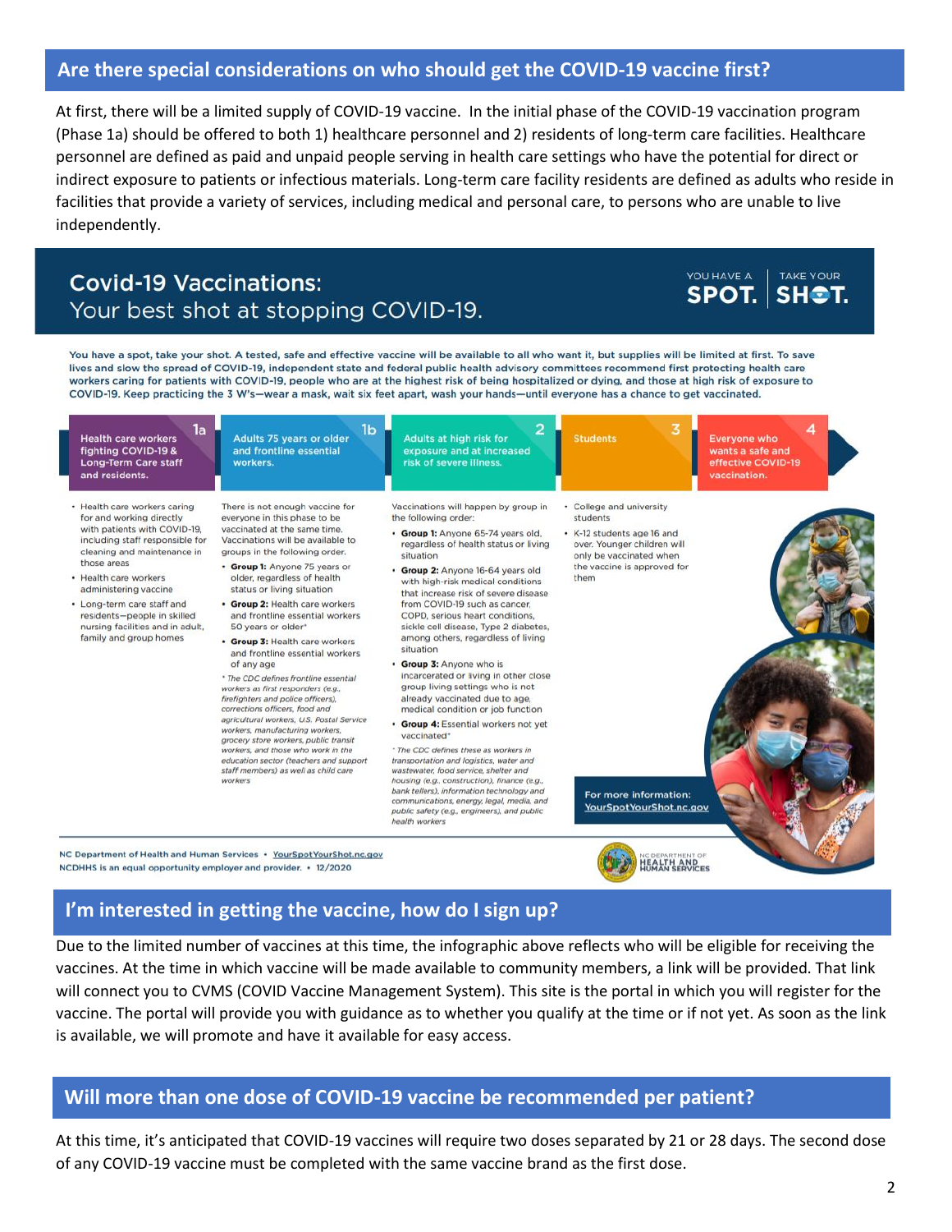## Are there special considerations on who should get the COVID-19 vaccine first?

At first, there will be a limited supply of COVID-19 vaccine. In the initial phase of the COVID-19 vaccination program (Phase 1a) should be offered to both 1) healthcare personnel and 2) residents of long-term care facilities. Healthcare personnel are defined as paid and unpaid people serving in health care settings who have the potential for direct or indirect exposure to patients or infectious materials. Long-term care facility residents are defined as adults who reside in facilities that provide a variety of services, including medical and personal care, to persons who are unable to live independently.

## Covid-19 Vaccinations: Your best shot at stopping COVID-19.

YOU HAVE A SPOT. TAKE YOUR SHOT.

You have a spot, take your shot. A tested, safe and effective vaccine will be available to all who want it, but supplies will be limited at first. To save lives and slow the spread of COVID-19, independent state and federal public health advisory committees recommend first protecting health care workers caring for patients with COVID-19, people who are at the highest risk of being hospitalized or dying, and those at high risk of exposure to COVID-19. Keep practicing the 3 W's—wear a mask, wait six feet apart, wash your hands—until everyone has a chance to get vaccinated.

**1a – Health care workers fighting COVID-19 & Long-Term Care staff and residents.**

- Health care workers caring for and working directly with patients with COVID-19, including staff responsible for cleaning and maintenance in those areas
- Health care workers administering vaccine
- Long-term care staff and residents—people in skilled nursing facilities and in adult, family and group homes

**1b – Adults 75 years or older and frontline essential workers.**

There is not enough vaccine for everyone in this phase to be vaccinated at the same time. Vaccinations will be available to groups in the following order:

- **Group 1:** Anyone 75 years or older, regardless of health status or living situation
- **Group 2:** Health care workers and frontline essential workers 50 years or older*
- **Group 3:** Health care workers and frontline essential workers of any age

*\* The CDC defines frontline essential workers as first responders (e.g., firefighters and police officers), corrections officers, food and agricultural workers, U.S. Postal Service workers, manufacturing workers, grocery store workers, public transit workers, and those who work in the education sector (teachers and support staff members) as well as child care workers*

**2 – Adults at high risk for exposure and increased risk of severe illness.**

Vaccinations will happen by group in the following order:

- **Group 1:** Anyone 65-74 years old, regardless of health status or living situation
- **Group 2:** Anyone 16-64 years old with high-risk medical conditions that increase risk of severe disease from COVID-19 such as cancer, COPD, serious heart conditions, sickle cell disease, Type 2 diabetes, among others, regardless of living situation
- **Group 3:** Anyone who is incarcerated or living in other close group living settings who is not already vaccinated due to age, medical condition or job function
- **Group 4:** Essential workers not yet vaccinated*

*\* The CDC defines these as workers in transportation and logistics, water and wastewater, food service, shelter and housing (e.g., construction), finance (e.g., bank tellers), information technology and communications, energy, legal, media, and public safety (e.g., engineers), and public health workers*

**3 – Students**

- College and university students
- K-12 students age 16 and over. Younger children will only be vaccinated when the vaccine is approved for them

**4 – Everyone who wants a safe and effective COVID-19 vaccination.**

For more information: YourSpotYourShot.nc.gov

NC Department of Health and Human Services • YourSpotYourShot.nc.gov
NCDHHS is an equal opportunity employer and provider. • 12/2020

## I'm interested in getting the vaccine, how do I sign up?

Due to the limited number of vaccines at this time, the infographic above reflects who will be eligible for receiving the vaccines. At the time in which vaccine will be made available to community members, a link will be provided. That link will connect you to CVMS (COVID Vaccine Management System). This site is the portal in which you will register for the vaccine. The portal will provide you with guidance as to whether you qualify at the time or if not yet. As soon as the link is available, we will promote and have it available for easy access.

## Will more than one dose of COVID-19 vaccine be recommended per patient?

At this time, it's anticipated that COVID-19 vaccines will require two doses separated by 21 or 28 days. The second dose of any COVID-19 vaccine must be completed with the same vaccine brand as the first dose.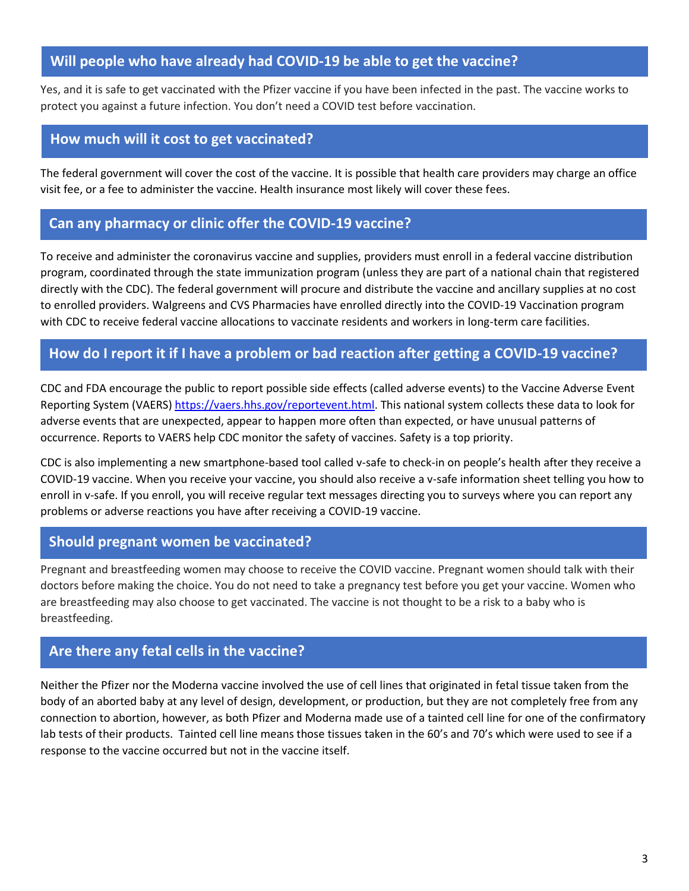## Will people who have already had COVID-19 be able to get the vaccine?

Yes, and it is safe to get vaccinated with the Pfizer vaccine if you have been infected in the past. The vaccine works to protect you against a future infection. You don't need a COVID test before vaccination.

## How much will it cost to get vaccinated?

The federal government will cover the cost of the vaccine. It is possible that health care providers may charge an office visit fee, or a fee to administer the vaccine. Health insurance most likely will cover these fees.

## Can any pharmacy or clinic offer the COVID-19 vaccine?

To receive and administer the coronavirus vaccine and supplies, providers must enroll in a federal vaccine distribution program, coordinated through the state immunization program (unless they are part of a national chain that registered directly with the CDC). The federal government will procure and distribute the vaccine and ancillary supplies at no cost to enrolled providers. Walgreens and CVS Pharmacies have enrolled directly into the COVID-19 Vaccination program with CDC to receive federal vaccine allocations to vaccinate residents and workers in long-term care facilities.

## How do I report it if I have a problem or bad reaction after getting a COVID-19 vaccine?

CDC and FDA encourage the public to report possible side effects (called adverse events) to the Vaccine Adverse Event Reporting System (VAERS) [https://vaers.hhs.gov/reportevent.html](https://vaers.hhs.gov/reportevent.html). This national system collects these data to look for adverse events that are unexpected, appear to happen more often than expected, or have unusual patterns of occurrence. Reports to VAERS help CDC monitor the safety of vaccines. Safety is a top priority.

CDC is also implementing a new smartphone-based tool called v-safe to check-in on people's health after they receive a COVID-19 vaccine. When you receive your vaccine, you should also receive a v-safe information sheet telling you how to enroll in v-safe. If you enroll, you will receive regular text messages directing you to surveys where you can report any problems or adverse reactions you have after receiving a COVID-19 vaccine.

## Should pregnant women be vaccinated?

Pregnant and breastfeeding women may choose to receive the COVID vaccine. Pregnant women should talk with their doctors before making the choice. You do not need to take a pregnancy test before you get your vaccine. Women who are breastfeeding may also choose to get vaccinated. The vaccine is not thought to be a risk to a baby who is breastfeeding.

## Are there any fetal cells in the vaccine?

Neither the Pfizer nor the Moderna vaccine involved the use of cell lines that originated in fetal tissue taken from the body of an aborted baby at any level of design, development, or production, but they are not completely free from any connection to abortion, however, as both Pfizer and Moderna made use of a tainted cell line for one of the confirmatory lab tests of their products. Tainted cell line means those tissues taken in the 60's and 70's which were used to see if a response to the vaccine occurred but not in the vaccine itself.